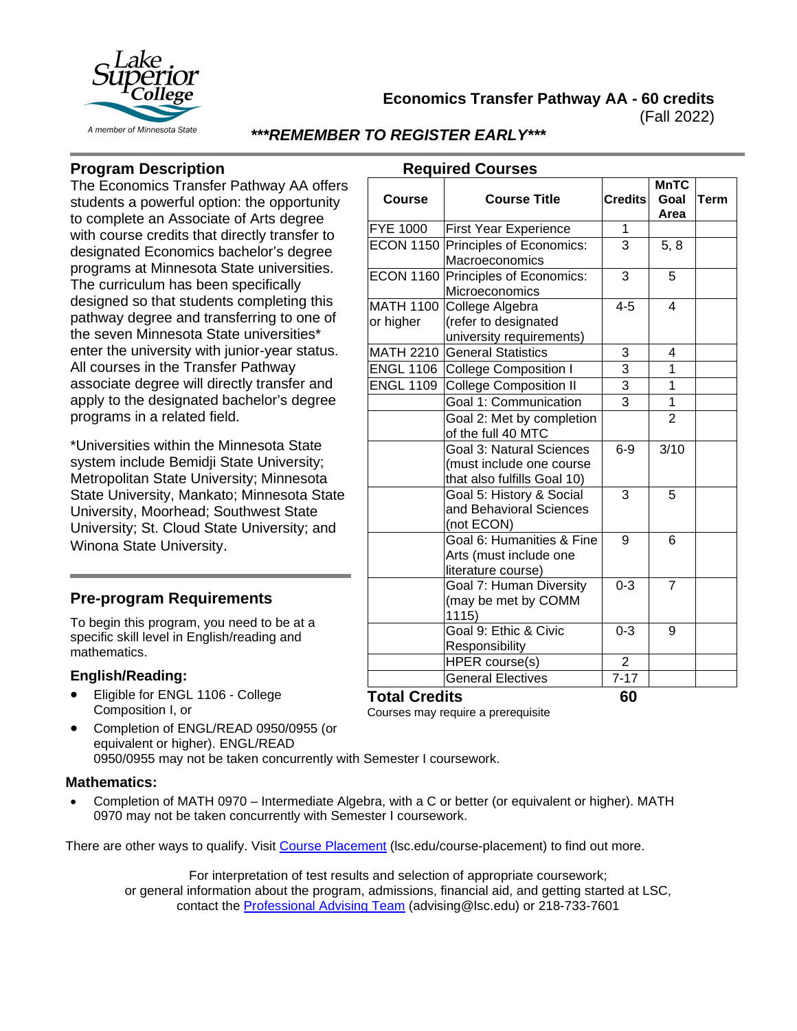Lake Superior College
A member of Minnesota State

# Economics Transfer Pathway AA - 60 credits

(Fall 2022)

***\*\*\*REMEMBER TO REGISTER EARLY\*\*\****

## Program Description

The Economics Transfer Pathway AA offers students a powerful option: the opportunity to complete an Associate of Arts degree with course credits that directly transfer to designated Economics bachelor's degree programs at Minnesota State universities. The curriculum has been specifically designed so that students completing this pathway degree and transferring to one of the seven Minnesota State universities* enter the university with junior-year status. All courses in the Transfer Pathway associate degree will directly transfer and apply to the designated bachelor's degree programs in a related field.

*Universities within the Minnesota State system include Bemidji State University; Metropolitan State University; Minnesota State University, Mankato; Minnesota State University, Moorhead; Southwest State University; St. Cloud State University; and Winona State University.

## Required Courses

| Course | Course Title | Credits | MnTC Goal Area | Term |
|---|---|---|---|---|
| FYE 1000 | First Year Experience | 1 | | |
| ECON 1150 | Principles of Economics: Macroeconomics | 3 | 5, 8 | |
| ECON 1160 | Principles of Economics: Microeconomics | 3 | 5 | |
| MATH 1100 or higher | College Algebra (refer to designated university requirements) | 4-5 | 4 | |
| MATH 2210 | General Statistics | 3 | 4 | |
| ENGL 1106 | College Composition I | 3 | 1 | |
| ENGL 1109 | College Composition II | 3 | 1 | |
| | Goal 1: Communication | 3 | 1 | |
| | Goal 2: Met by completion of the full 40 MTC | | 2 | |
| | Goal 3: Natural Sciences (must include one course that also fulfills Goal 10) | 6-9 | 3/10 | |
| | Goal 5: History & Social and Behavioral Sciences (not ECON) | 3 | 5 | |
| | Goal 6: Humanities & Fine Arts (must include one literature course) | 9 | 6 | |
| | Goal 7: Human Diversity (may be met by COMM 1115) | 0-3 | 7 | |
| | Goal 9: Ethic & Civic Responsibility | 0-3 | 9 | |
| | HPER course(s) | 2 | | |
| | General Electives | 7-17 | | |
| **Total Credits** | | **60** | | |

Courses may require a prerequisite

## Pre-program Requirements

To begin this program, you need to be at a specific skill level in English/reading and mathematics.

### English/Reading:

- Eligible for ENGL 1106 - College Composition I, or
- Completion of ENGL/READ 0950/0955 (or equivalent or higher). ENGL/READ 0950/0955 may not be taken concurrently with Semester I coursework.

### Mathematics:

- Completion of MATH 0970 – Intermediate Algebra, with a C or better (or equivalent or higher). MATH 0970 may not be taken concurrently with Semester I coursework.

There are other ways to qualify. Visit Course Placement (lsc.edu/course-placement) to find out more.

For interpretation of test results and selection of appropriate coursework; or general information about the program, admissions, financial aid, and getting started at LSC, contact the Professional Advising Team (advising@lsc.edu) or 218-733-7601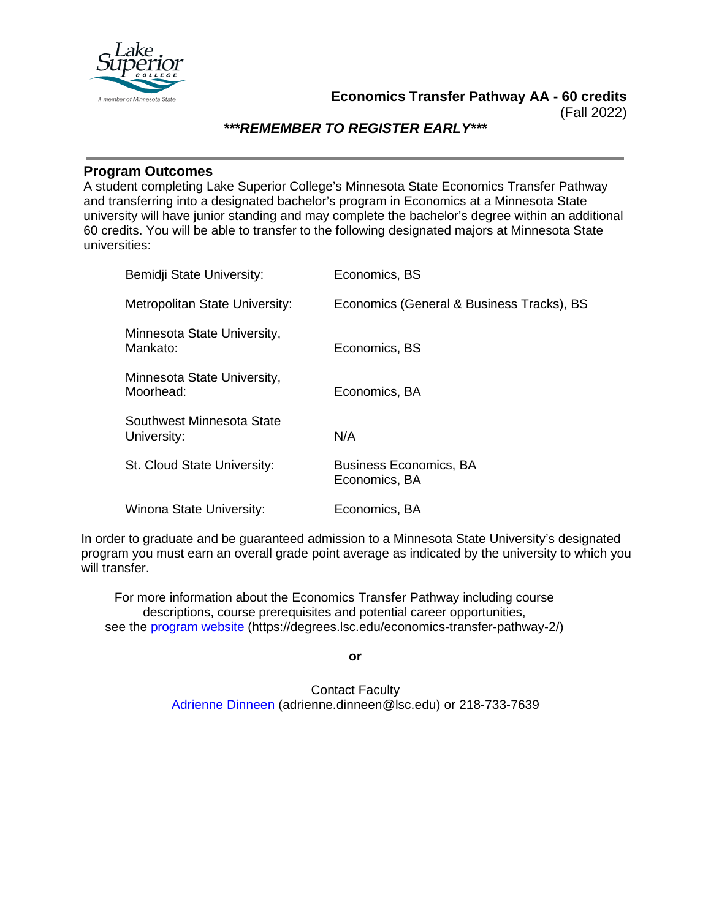**Economics Transfer Pathway AA - 60 credits**
(Fall 2022)

***\*\*\*REMEMBER TO REGISTER EARLY\*\*\****

---

## Program Outcomes

A student completing Lake Superior College's Minnesota State Economics Transfer Pathway and transferring into a designated bachelor's program in Economics at a Minnesota State university will have junior standing and may complete the bachelor's degree within an additional 60 credits. You will be able to transfer to the following designated majors at Minnesota State universities:

| University | Major |
|---|---|
| Bemidji State University: | Economics, BS |
| Metropolitan State University: | Economics (General & Business Tracks), BS |
| Minnesota State University, Mankato: | Economics, BS |
| Minnesota State University, Moorhead: | Economics, BA |
| Southwest Minnesota State University: | N/A |
| St. Cloud State University: | Business Economics, BA<br>Economics, BA |
| Winona State University: | Economics, BA |

In order to graduate and be guaranteed admission to a Minnesota State University's designated program you must earn an overall grade point average as indicated by the university to which you will transfer.

For more information about the Economics Transfer Pathway including course descriptions, course prerequisites and potential career opportunities, see the program website (https://degrees.lsc.edu/economics-transfer-pathway-2/)

**or**

Contact Faculty
Adrienne Dinneen (adrienne.dinneen@lsc.edu) or 218-733-7639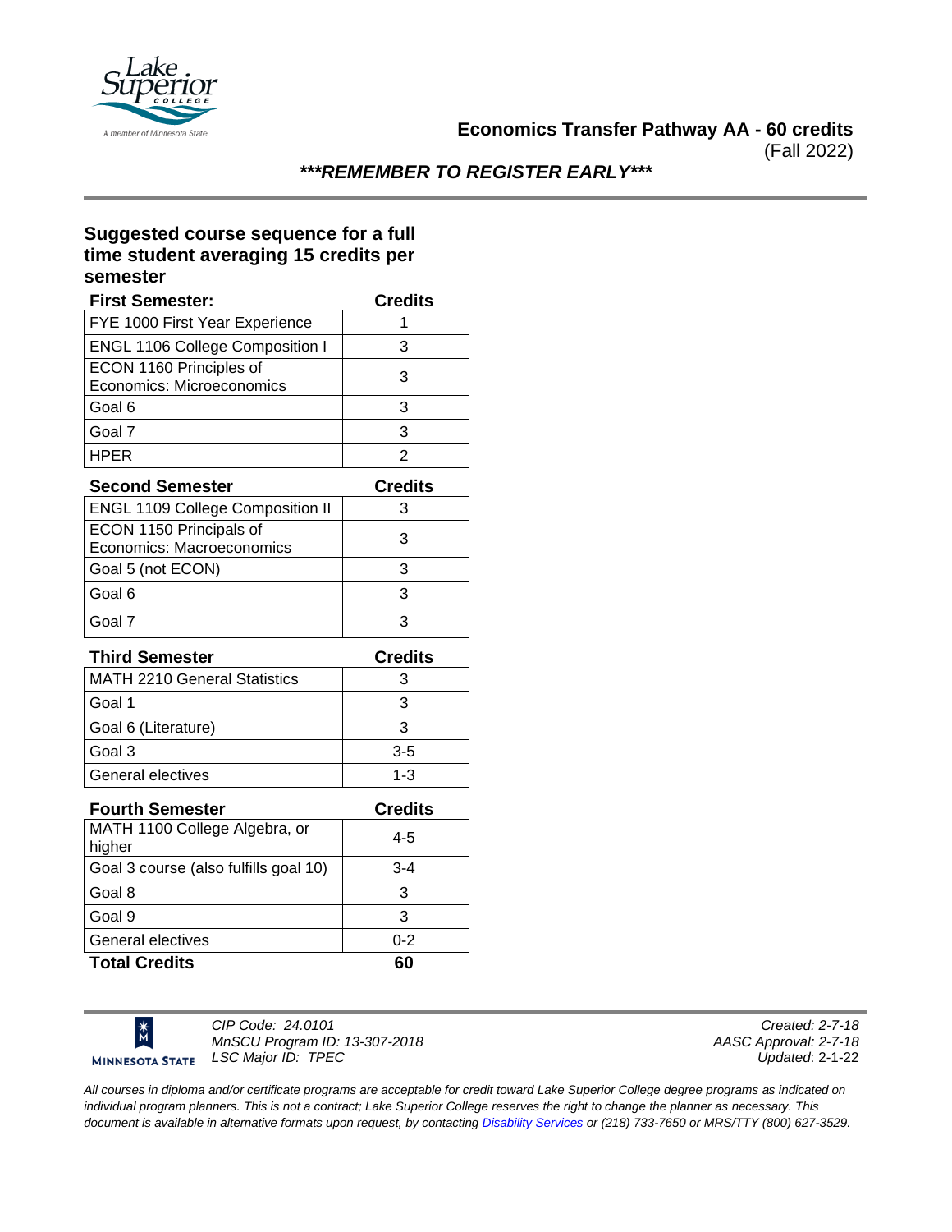**Economics Transfer Pathway AA - 60 credits**
(Fall 2022)

***\*\*\*REMEMBER TO REGISTER EARLY\*\*\****

---

## Suggested course sequence for a full time student averaging 15 credits per semester

| First Semester: | Credits |
|---|---|
| FYE 1000 First Year Experience | 1 |
| ENGL 1106 College Composition I | 3 |
| ECON 1160 Principles of Economics: Microeconomics | 3 |
| Goal 6 | 3 |
| Goal 7 | 3 |
| HPER | 2 |

| Second Semester | Credits |
|---|---|
| ENGL 1109 College Composition II | 3 |
| ECON 1150 Principals of Economics: Macroeconomics | 3 |
| Goal 5 (not ECON) | 3 |
| Goal 6 | 3 |
| Goal 7 | 3 |

| Third Semester | Credits |
|---|---|
| MATH 2210 General Statistics | 3 |
| Goal 1 | 3 |
| Goal 6 (Literature) | 3 |
| Goal 3 | 3-5 |
| General electives | 1-3 |

| Fourth Semester | Credits |
|---|---|
| MATH 1100 College Algebra, or higher | 4-5 |
| Goal 3 course (also fulfills goal 10) | 3-4 |
| Goal 8 | 3 |
| Goal 9 | 3 |
| General electives | 0-2 |
| **Total Credits** | **60** |

---

*CIP Code: 24.0101*
*MnSCU Program ID: 13-307-2018*
*LSC Major ID: TPEC*

*Created: 2-7-18*
*AASC Approval: 2-7-18*
*Updated: 2-1-22*

*All courses in diploma and/or certificate programs are acceptable for credit toward Lake Superior College degree programs as indicated on individual program planners. This is not a contract; Lake Superior College reserves the right to change the planner as necessary. This document is available in alternative formats upon request, by contacting Disability Services or (218) 733-7650 or MRS/TTY (800) 627-3529.*